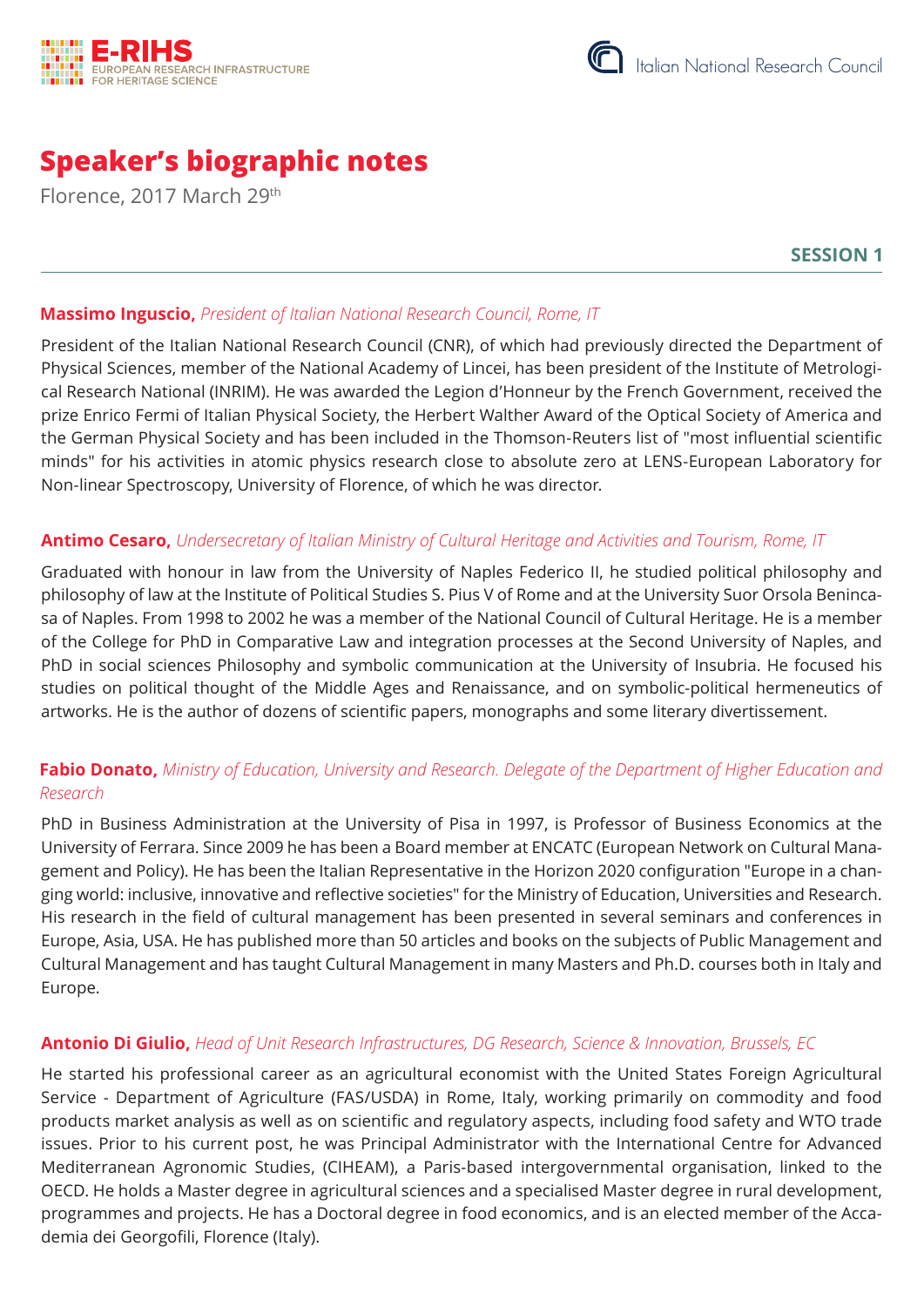# Speaker's biographic notes

Florence, 2017 March 29th

**SESSION 1**

---

**Massimo Inguscio,** *President of Italian National Research Council, Rome, IT*

President of the Italian National Research Council (CNR), of which had previously directed the Department of Physical Sciences, member of the National Academy of Lincei, has been president of the Institute of Metrological Research National (INRIM). He was awarded the Legion d'Honneur by the French Government, received the prize Enrico Fermi of Italian Physical Society, the Herbert Walther Award of the Optical Society of America and the German Physical Society and has been included in the Thomson-Reuters list of "most influential scientific minds" for his activities in atomic physics research close to absolute zero at LENS-European Laboratory for Non-linear Spectroscopy, University of Florence, of which he was director.

**Antimo Cesaro,** *Undersecretary of Italian Ministry of Cultural Heritage and Activities and Tourism, Rome, IT*

Graduated with honour in law from the University of Naples Federico II, he studied political philosophy and philosophy of law at the Institute of Political Studies S. Pius V of Rome and at the University Suor Orsola Benincasa of Naples. From 1998 to 2002 he was a member of the National Council of Cultural Heritage. He is a member of the College for PhD in Comparative Law and integration processes at the Second University of Naples, and PhD in social sciences Philosophy and symbolic communication at the University of Insubria. He focused his studies on political thought of the Middle Ages and Renaissance, and on symbolic-political hermeneutics of artworks. He is the author of dozens of scientific papers, monographs and some literary divertissement.

**Fabio Donato,** *Ministry of Education, University and Research. Delegate of the Department of Higher Education and Research*

PhD in Business Administration at the University of Pisa in 1997, is Professor of Business Economics at the University of Ferrara. Since 2009 he has been a Board member at ENCATC (European Network on Cultural Management and Policy). He has been the Italian Representative in the Horizon 2020 configuration "Europe in a changing world: inclusive, innovative and reflective societies" for the Ministry of Education, Universities and Research. His research in the field of cultural management has been presented in several seminars and conferences in Europe, Asia, USA. He has published more than 50 articles and books on the subjects of Public Management and Cultural Management and has taught Cultural Management in many Masters and Ph.D. courses both in Italy and Europe.

**Antonio Di Giulio,** *Head of Unit Research Infrastructures, DG Research, Science & Innovation, Brussels, EC*

He started his professional career as an agricultural economist with the United States Foreign Agricultural Service - Department of Agriculture (FAS/USDA) in Rome, Italy, working primarily on commodity and food products market analysis as well as on scientific and regulatory aspects, including food safety and WTO trade issues. Prior to his current post, he was Principal Administrator with the International Centre for Advanced Mediterranean Agronomic Studies, (CIHEAM), a Paris-based intergovernmental organisation, linked to the OECD. He holds a Master degree in agricultural sciences and a specialised Master degree in rural development, programmes and projects. He has a Doctoral degree in food economics, and is an elected member of the Accademia dei Georgofili, Florence (Italy).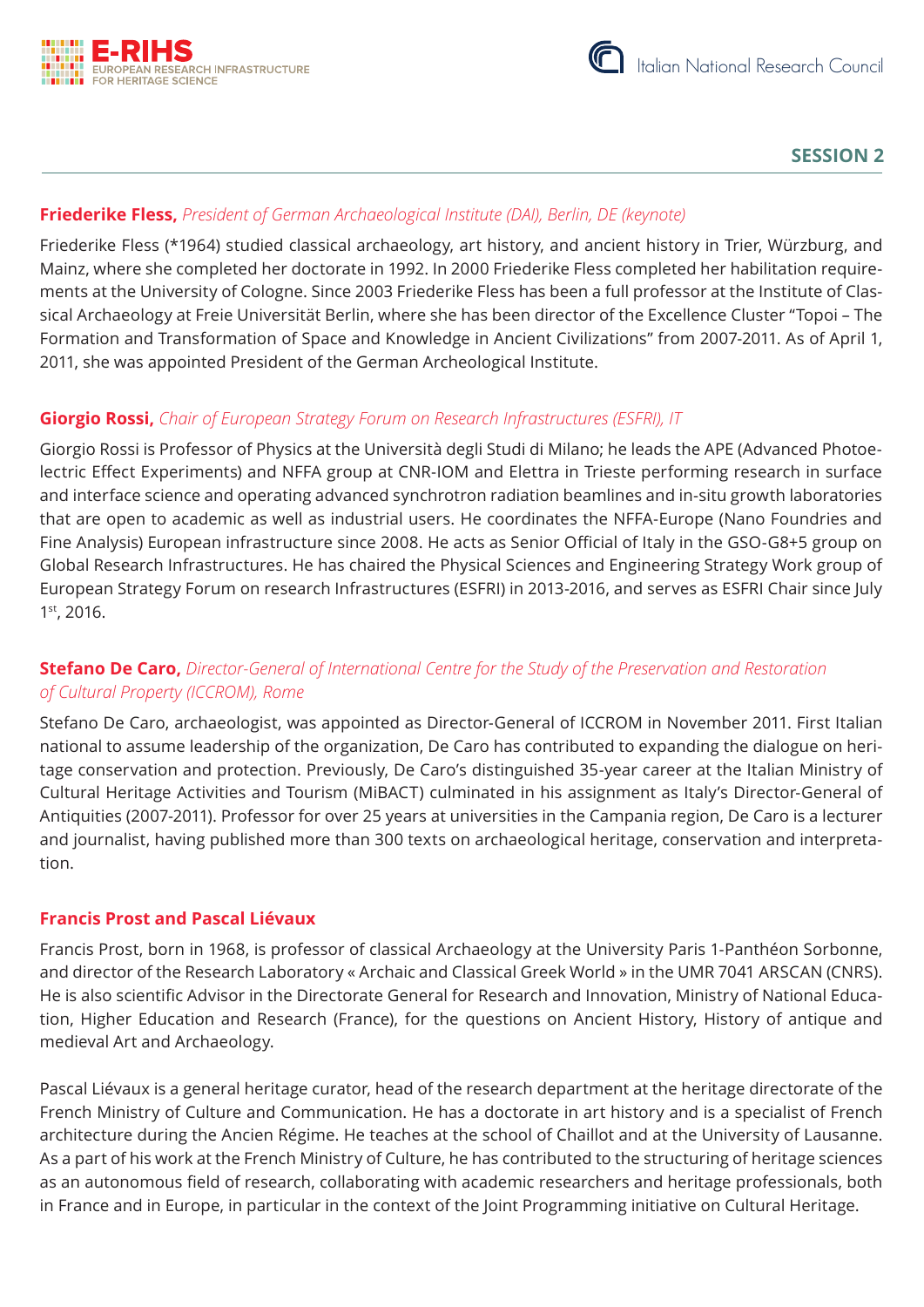## SESSION 2

**Friederike Fless,** *President of German Archaeological Institute (DAI), Berlin, DE (keynote)*

Friederike Fless (*1964) studied classical archaeology, art history, and ancient history in Trier, Würzburg, and Mainz, where she completed her doctorate in 1992. In 2000 Friederike Fless completed her habilitation requirements at the University of Cologne. Since 2003 Friederike Fless has been a full professor at the Institute of Classical Archaeology at Freie Universität Berlin, where she has been director of the Excellence Cluster "Topoi – The Formation and Transformation of Space and Knowledge in Ancient Civilizations" from 2007-2011. As of April 1, 2011, she was appointed President of the German Archeological Institute.

**Giorgio Rossi,** *Chair of European Strategy Forum on Research Infrastructures (ESFRI), IT*

Giorgio Rossi is Professor of Physics at the Università degli Studi di Milano; he leads the APE (Advanced Photoelectric Effect Experiments) and NFFA group at CNR-IOM and Elettra in Trieste performing research in surface and interface science and operating advanced synchrotron radiation beamlines and in-situ growth laboratories that are open to academic as well as industrial users. He coordinates the NFFA-Europe (Nano Foundries and Fine Analysis) European infrastructure since 2008. He acts as Senior Official of Italy in the GSO-G8+5 group on Global Research Infrastructures. He has chaired the Physical Sciences and Engineering Strategy Work group of European Strategy Forum on research Infrastructures (ESFRI) in 2013-2016, and serves as ESFRI Chair since July 1st, 2016.

**Stefano De Caro,** *Director-General of International Centre for the Study of the Preservation and Restoration of Cultural Property (ICCROM), Rome*

Stefano De Caro, archaeologist, was appointed as Director-General of ICCROM in November 2011. First Italian national to assume leadership of the organization, De Caro has contributed to expanding the dialogue on heritage conservation and protection. Previously, De Caro's distinguished 35-year career at the Italian Ministry of Cultural Heritage Activities and Tourism (MiBACT) culminated in his assignment as Italy's Director-General of Antiquities (2007-2011). Professor for over 25 years at universities in the Campania region, De Caro is a lecturer and journalist, having published more than 300 texts on archaeological heritage, conservation and interpretation.

**Francis Prost and Pascal Liévaux**

Francis Prost, born in 1968, is professor of classical Archaeology at the University Paris 1-Panthéon Sorbonne, and director of the Research Laboratory « Archaic and Classical Greek World » in the UMR 7041 ARSCAN (CNRS). He is also scientific Advisor in the Directorate General for Research and Innovation, Ministry of National Education, Higher Education and Research (France), for the questions on Ancient History, History of antique and medieval Art and Archaeology.

Pascal Liévaux is a general heritage curator, head of the research department at the heritage directorate of the French Ministry of Culture and Communication. He has a doctorate in art history and is a specialist of French architecture during the Ancien Régime. He teaches at the school of Chaillot and at the University of Lausanne. As a part of his work at the French Ministry of Culture, he has contributed to the structuring of heritage sciences as an autonomous field of research, collaborating with academic researchers and heritage professionals, both in France and in Europe, in particular in the context of the Joint Programming initiative on Cultural Heritage.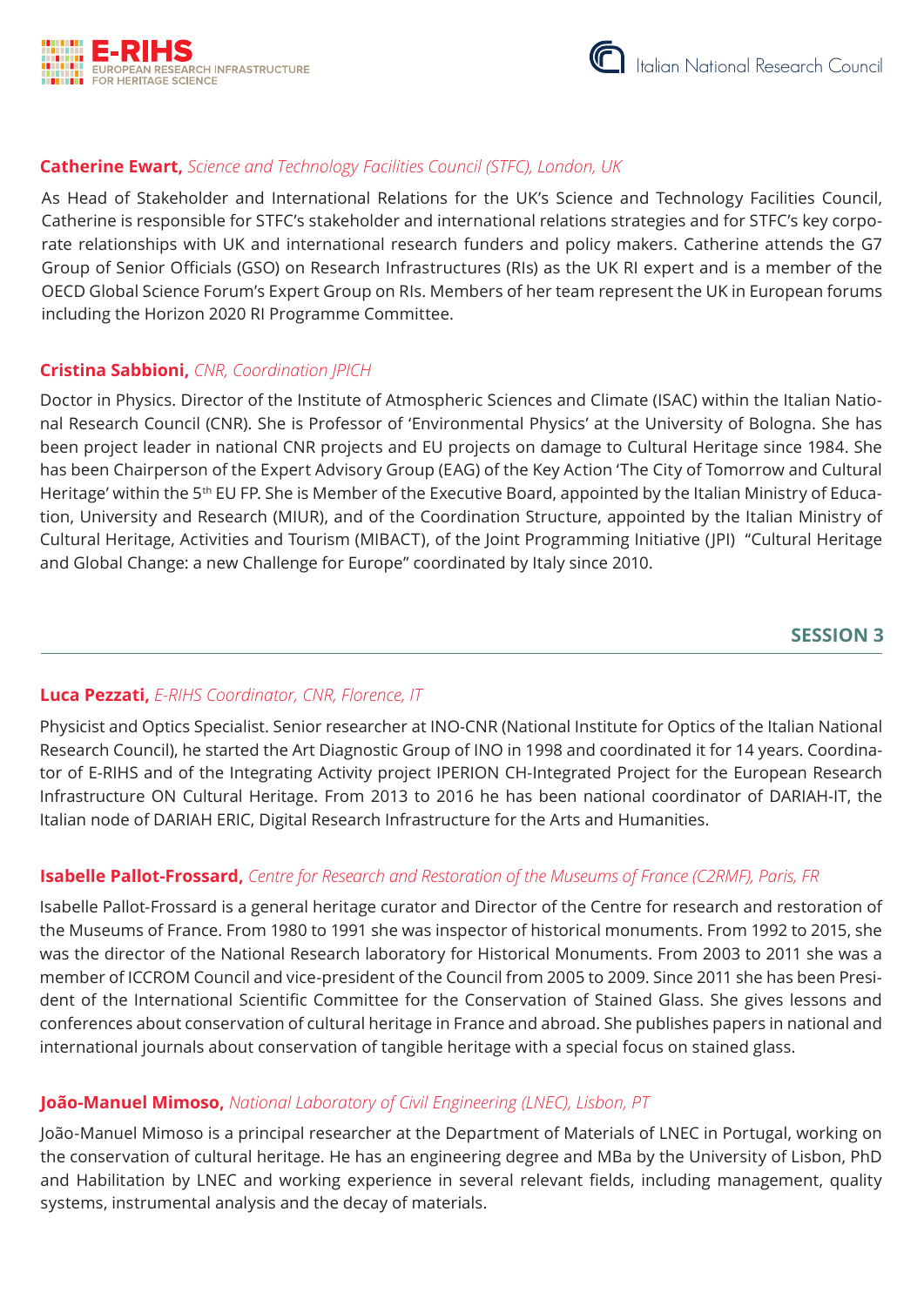**Catherine Ewart,** *Science and Technology Facilities Council (STFC), London, UK*

As Head of Stakeholder and International Relations for the UK's Science and Technology Facilities Council, Catherine is responsible for STFC's stakeholder and international relations strategies and for STFC's key corporate relationships with UK and international research funders and policy makers. Catherine attends the G7 Group of Senior Officials (GSO) on Research Infrastructures (RIs) as the UK RI expert and is a member of the OECD Global Science Forum's Expert Group on RIs. Members of her team represent the UK in European forums including the Horizon 2020 RI Programme Committee.

**Cristina Sabbioni,** *CNR, Coordination JPICH*

Doctor in Physics. Director of the Institute of Atmospheric Sciences and Climate (ISAC) within the Italian National Research Council (CNR). She is Professor of 'Environmental Physics' at the University of Bologna. She has been project leader in national CNR projects and EU projects on damage to Cultural Heritage since 1984. She has been Chairperson of the Expert Advisory Group (EAG) of the Key Action 'The City of Tomorrow and Cultural Heritage' within the 5th EU FP. She is Member of the Executive Board, appointed by the Italian Ministry of Education, University and Research (MIUR), and of the Coordination Structure, appointed by the Italian Ministry of Cultural Heritage, Activities and Tourism (MIBACT), of the Joint Programming Initiative (JPI) "Cultural Heritage and Global Change: a new Challenge for Europe" coordinated by Italy since 2010.

## SESSION 3

**Luca Pezzati,** *E-RIHS Coordinator, CNR, Florence, IT*

Physicist and Optics Specialist. Senior researcher at INO-CNR (National Institute for Optics of the Italian National Research Council), he started the Art Diagnostic Group of INO in 1998 and coordinated it for 14 years. Coordinator of E-RIHS and of the Integrating Activity project IPERION CH-Integrated Project for the European Research Infrastructure ON Cultural Heritage. From 2013 to 2016 he has been national coordinator of DARIAH-IT, the Italian node of DARIAH ERIC, Digital Research Infrastructure for the Arts and Humanities.

**Isabelle Pallot-Frossard,** *Centre for Research and Restoration of the Museums of France (C2RMF), Paris, FR*

Isabelle Pallot-Frossard is a general heritage curator and Director of the Centre for research and restoration of the Museums of France. From 1980 to 1991 she was inspector of historical monuments. From 1992 to 2015, she was the director of the National Research laboratory for Historical Monuments. From 2003 to 2011 she was a member of ICCROM Council and vice-president of the Council from 2005 to 2009. Since 2011 she has been President of the International Scientific Committee for the Conservation of Stained Glass. She gives lessons and conferences about conservation of cultural heritage in France and abroad. She publishes papers in national and international journals about conservation of tangible heritage with a special focus on stained glass.

**João-Manuel Mimoso,** *National Laboratory of Civil Engineering (LNEC), Lisbon, PT*

João-Manuel Mimoso is a principal researcher at the Department of Materials of LNEC in Portugal, working on the conservation of cultural heritage. He has an engineering degree and MBa by the University of Lisbon, PhD and Habilitation by LNEC and working experience in several relevant fields, including management, quality systems, instrumental analysis and the decay of materials.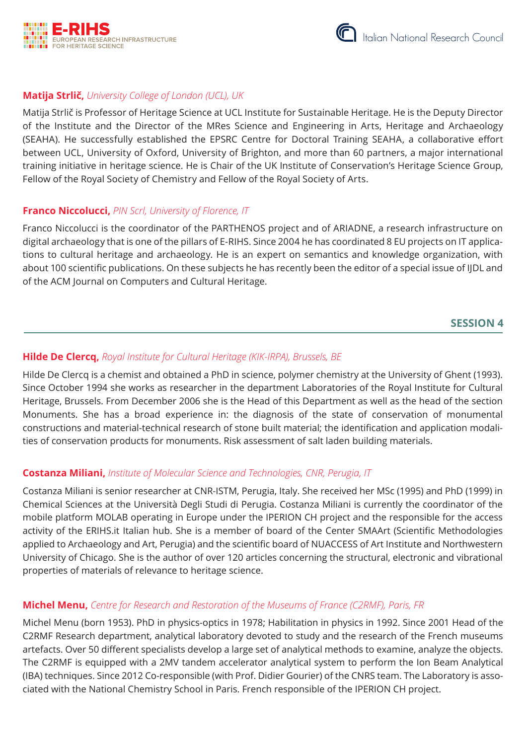**Matija Strlič,** *University College of London (UCL), UK*

Matija Strlič is Professor of Heritage Science at UCL Institute for Sustainable Heritage. He is the Deputy Director of the Institute and the Director of the MRes Science and Engineering in Arts, Heritage and Archaeology (SEAHA). He successfully established the EPSRC Centre for Doctoral Training SEAHA, a collaborative effort between UCL, University of Oxford, University of Brighton, and more than 60 partners, a major international training initiative in heritage science. He is Chair of the UK Institute of Conservation's Heritage Science Group, Fellow of the Royal Society of Chemistry and Fellow of the Royal Society of Arts.

**Franco Niccolucci,** *PIN Scrl, University of Florence, IT*

Franco Niccolucci is the coordinator of the PARTHENOS project and of ARIADNE, a research infrastructure on digital archaeology that is one of the pillars of E-RIHS. Since 2004 he has coordinated 8 EU projects on IT applications to cultural heritage and archaeology. He is an expert on semantics and knowledge organization, with about 100 scientific publications. On these subjects he has recently been the editor of a special issue of IJDL and of the ACM Journal on Computers and Cultural Heritage.

## SESSION 4

**Hilde De Clercq,** *Royal Institute for Cultural Heritage (KIK-IRPA), Brussels, BE*

Hilde De Clercq is a chemist and obtained a PhD in science, polymer chemistry at the University of Ghent (1993). Since October 1994 she works as researcher in the department Laboratories of the Royal Institute for Cultural Heritage, Brussels. From December 2006 she is the Head of this Department as well as the head of the section Monuments. She has a broad experience in: the diagnosis of the state of conservation of monumental constructions and material-technical research of stone built material; the identification and application modalities of conservation products for monuments. Risk assessment of salt laden building materials.

**Costanza Miliani,** *Institute of Molecular Science and Technologies, CNR, Perugia, IT*

Costanza Miliani is senior researcher at CNR-ISTM, Perugia, Italy. She received her MSc (1995) and PhD (1999) in Chemical Sciences at the Università Degli Studi di Perugia. Costanza Miliani is currently the coordinator of the mobile platform MOLAB operating in Europe under the IPERION CH project and the responsible for the access activity of the ERIHS.it Italian hub. She is a member of board of the Center SMAArt (Scientific Methodologies applied to Archaeology and Art, Perugia) and the scientific board of NUACCESS of Art Institute and Northwestern University of Chicago. She is the author of over 120 articles concerning the structural, electronic and vibrational properties of materials of relevance to heritage science.

**Michel Menu,** *Centre for Research and Restoration of the Museums of France (C2RMF), Paris, FR*

Michel Menu (born 1953). PhD in physics-optics in 1978; Habilitation in physics in 1992. Since 2001 Head of the C2RMF Research department, analytical laboratory devoted to study and the research of the French museums artefacts. Over 50 different specialists develop a large set of analytical methods to examine, analyze the objects. The C2RMF is equipped with a 2MV tandem accelerator analytical system to perform the Ion Beam Analytical (IBA) techniques. Since 2012 Co-responsible (with Prof. Didier Gourier) of the CNRS team. The Laboratory is associated with the National Chemistry School in Paris. French responsible of the IPERION CH project.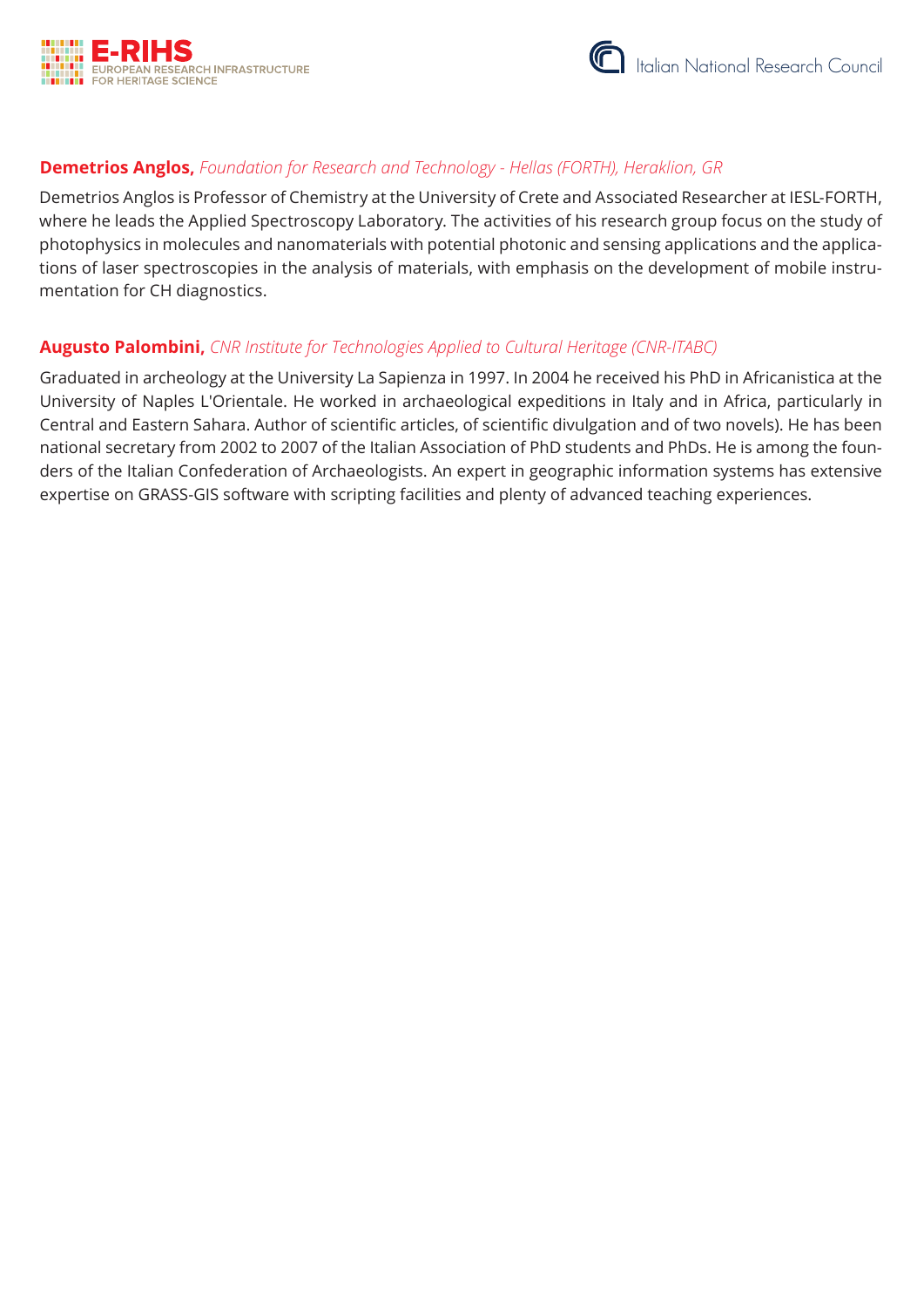**Demetrios Anglos,** *Foundation for Research and Technology - Hellas (FORTH), Heraklion, GR*

Demetrios Anglos is Professor of Chemistry at the University of Crete and Associated Researcher at IESL-FORTH, where he leads the Applied Spectroscopy Laboratory. The activities of his research group focus on the study of photophysics in molecules and nanomaterials with potential photonic and sensing applications and the applications of laser spectroscopies in the analysis of materials, with emphasis on the development of mobile instrumentation for CH diagnostics.

**Augusto Palombini,** *CNR Institute for Technologies Applied to Cultural Heritage (CNR-ITABC)*

Graduated in archeology at the University La Sapienza in 1997. In 2004 he received his PhD in Africanistica at the University of Naples L'Orientale. He worked in archaeological expeditions in Italy and in Africa, particularly in Central and Eastern Sahara. Author of scientific articles, of scientific divulgation and of two novels). He has been national secretary from 2002 to 2007 of the Italian Association of PhD students and PhDs. He is among the founders of the Italian Confederation of Archaeologists. An expert in geographic information systems has extensive expertise on GRASS-GIS software with scripting facilities and plenty of advanced teaching experiences.